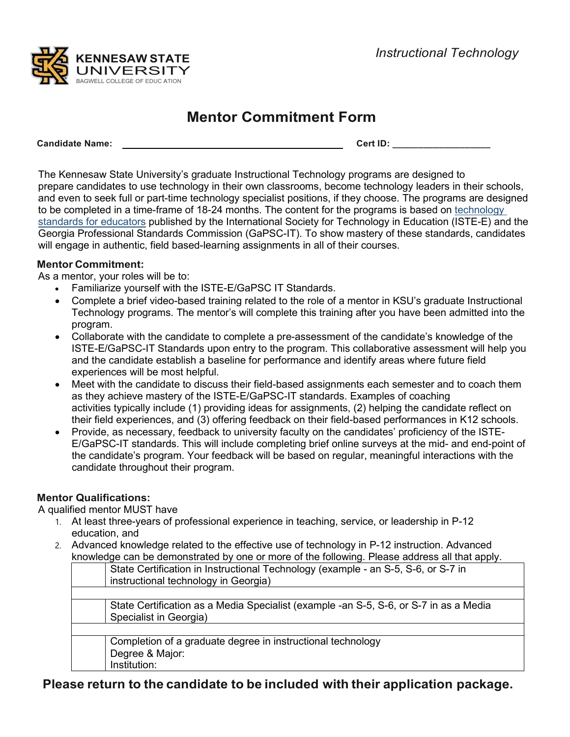KENNESAW STATE UNIVERSITY
BAGWELL COLLEGE OF EDUCATION

*Instructional Technology*

# Mentor Commitment Form

**Candidate Name:** ______________________________ **Cert ID:** ___________________

The Kennesaw State University's graduate Instructional Technology programs are designed to prepare candidates to use technology in their own classrooms, become technology leaders in their schools, and even to seek full or part-time technology specialist positions, if they choose. The programs are designed to be completed in a time-frame of 18-24 months. The content for the programs is based on technology standards for educators published by the International Society for Technology in Education (ISTE-E) and the Georgia Professional Standards Commission (GaPSC-IT). To show mastery of these standards, candidates will engage in authentic, field based-learning assignments in all of their courses.

**Mentor Commitment:**

As a mentor, your roles will be to:

- Familiarize yourself with the ISTE-E/GaPSC IT Standards.
- Complete a brief video-based training related to the role of a mentor in KSU's graduate Instructional Technology programs. The mentor's will complete this training after you have been admitted into the program.
- Collaborate with the candidate to complete a pre-assessment of the candidate's knowledge of the ISTE-E/GaPSC-IT Standards upon entry to the program. This collaborative assessment will help you and the candidate establish a baseline for performance and identify areas where future field experiences will be most helpful.
- Meet with the candidate to discuss their field-based assignments each semester and to coach them as they achieve mastery of the ISTE-E/GaPSC-IT standards. Examples of coaching activities typically include (1) providing ideas for assignments, (2) helping the candidate reflect on their field experiences, and (3) offering feedback on their field-based performances in K12 schools.
- Provide, as necessary, feedback to university faculty on the candidates' proficiency of the ISTE-E/GaPSC-IT standards. This will include completing brief online surveys at the mid- and end-point of the candidate's program. Your feedback will be based on regular, meaningful interactions with the candidate throughout their program.

**Mentor Qualifications:**

A qualified mentor MUST have

1. At least three-years of professional experience in teaching, service, or leadership in P-12 education, and
2. Advanced knowledge related to the effective use of technology in P-12 instruction. Advanced knowledge can be demonstrated by one or more of the following. Please address all that apply.

| | |
|---|---|
| | State Certification in Instructional Technology (example - an S-5, S-6, or S-7 in instructional technology in Georgia) |
| | |
| | State Certification as a Media Specialist (example -an S-5, S-6, or S-7 in as a Media Specialist in Georgia) |
| | |
| | Completion of a graduate degree in instructional technology<br>Degree & Major:<br>Institution: |

**Please return to the candidate to be included with their application package.**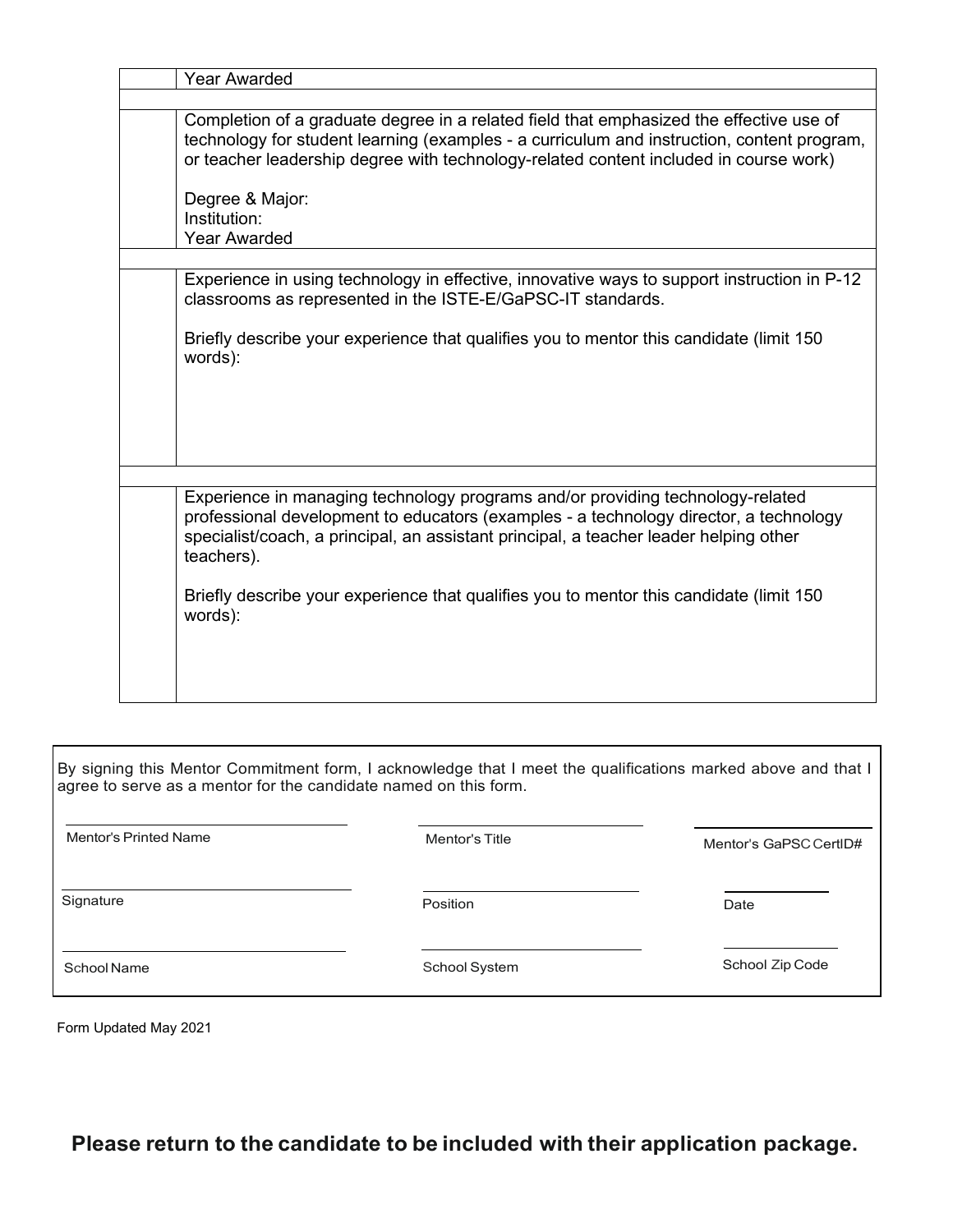| | |
|---|---|
| | Year Awarded |
| | |
| | Completion of a graduate degree in a related field that emphasized the effective use of technology for student learning (examples - a curriculum and instruction, content program, or teacher leadership degree with technology-related content included in course work)<br><br>Degree & Major:<br>Institution:<br>Year Awarded |
| | |
| | Experience in using technology in effective, innovative ways to support instruction in P-12 classrooms as represented in the ISTE-E/GaPSC-IT standards.<br><br>Briefly describe your experience that qualifies you to mentor this candidate (limit 150 words): |
| | |
| | Experience in managing technology programs and/or providing technology-related professional development to educators (examples - a technology director, a technology specialist/coach, a principal, an assistant principal, a teacher leader helping other teachers).<br><br>Briefly describe your experience that qualifies you to mentor this candidate (limit 150 words): |

By signing this Mentor Commitment form, I acknowledge that I meet the qualifications marked above and that I agree to serve as a mentor for the candidate named on this form.

| | | |
|---|---|---|
| Mentor's Printed Name | Mentor's Title | Mentor's GaPSC CertID# |
| Signature | Position | Date |
| School Name | School System | School Zip Code |

Form Updated May 2021

**Please return to the candidate to be included with their application package.**